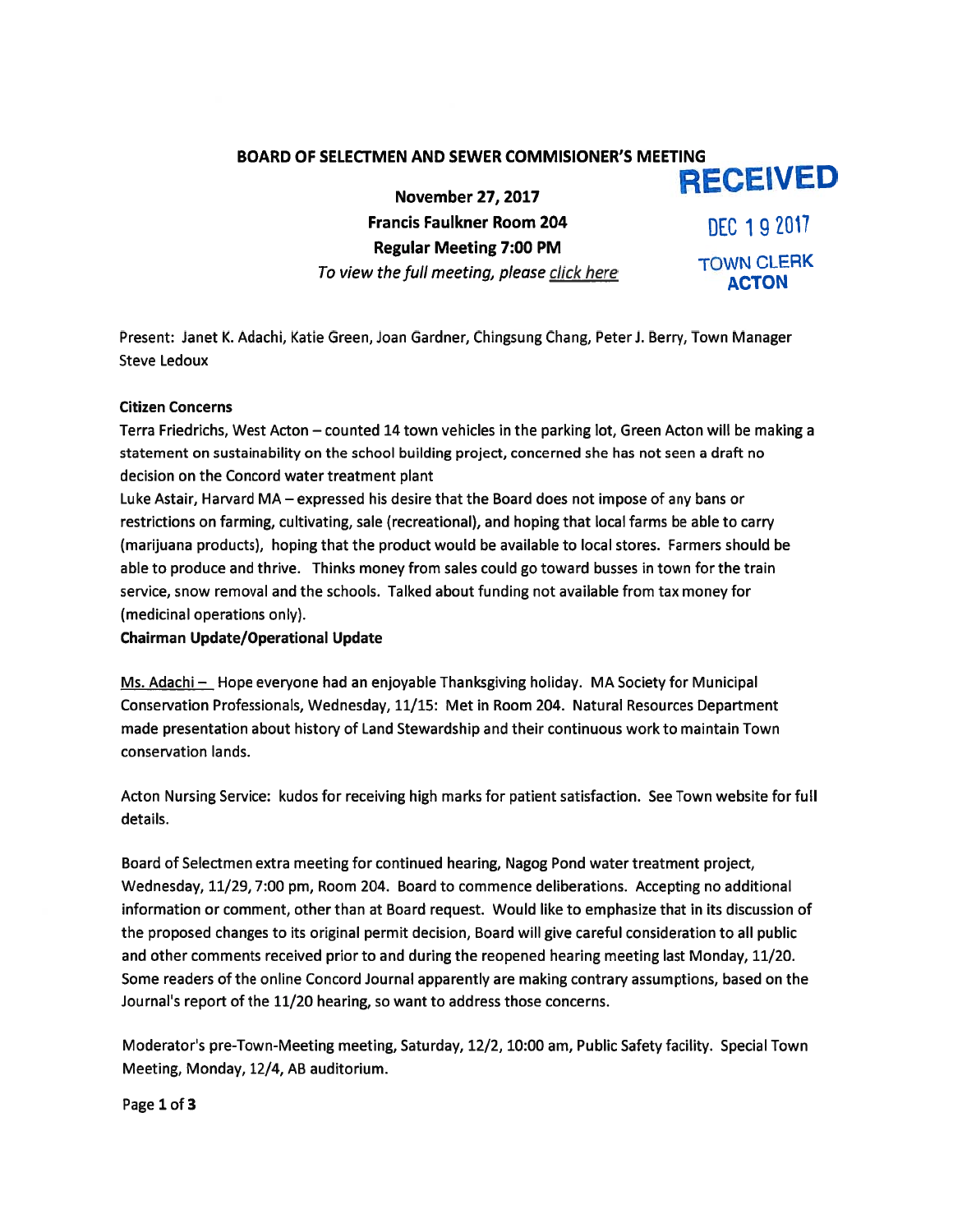**BOARD OF SELECTMEN AND SEWER COMMISIONER'S MEETING**

**RECEIVED**
DEC 19 2017
TOWN CLERK
**ACTON**

**November 27, 2017**
**Francis Faulkner Room 204**
**Regular Meeting 7:00 PM**
*To view the full meeting, please click here*

Present: Janet K. Adachi, Katie Green, Joan Gardner, Chingsung Chang, Peter J. Berry, Town Manager Steve Ledoux

**Citizen Concerns**

Terra Friedrichs, West Acton – counted 14 town vehicles in the parking lot, Green Acton will be making a statement on sustainability on the school building project, concerned she has not seen a draft no decision on the Concord water treatment plant

Luke Astair, Harvard MA – expressed his desire that the Board does not impose of any bans or restrictions on farming, cultivating, sale (recreational), and hoping that local farms be able to carry (marijuana products), hoping that the product would be available to local stores. Farmers should be able to produce and thrive. Thinks money from sales could go toward busses in town for the train service, snow removal and the schools. Talked about funding not available from tax money for (medicinal operations only).

**Chairman Update/Operational Update**

Ms. Adachi – Hope everyone had an enjoyable Thanksgiving holiday. MA Society for Municipal Conservation Professionals, Wednesday, 11/15: Met in Room 204. Natural Resources Department made presentation about history of Land Stewardship and their continuous work to maintain Town conservation lands.

Acton Nursing Service: kudos for receiving high marks for patient satisfaction. See Town website for full details.

Board of Selectmen extra meeting for continued hearing, Nagog Pond water treatment project, Wednesday, 11/29, 7:00 pm, Room 204. Board to commence deliberations. Accepting no additional information or comment, other than at Board request. Would like to emphasize that in its discussion of the proposed changes to its original permit decision, Board will give careful consideration to all public and other comments received prior to and during the reopened hearing meeting last Monday, 11/20. Some readers of the online Concord Journal apparently are making contrary assumptions, based on the Journal's report of the 11/20 hearing, so want to address those concerns.

Moderator's pre-Town-Meeting meeting, Saturday, 12/2, 10:00 am, Public Safety facility. Special Town Meeting, Monday, 12/4, AB auditorium.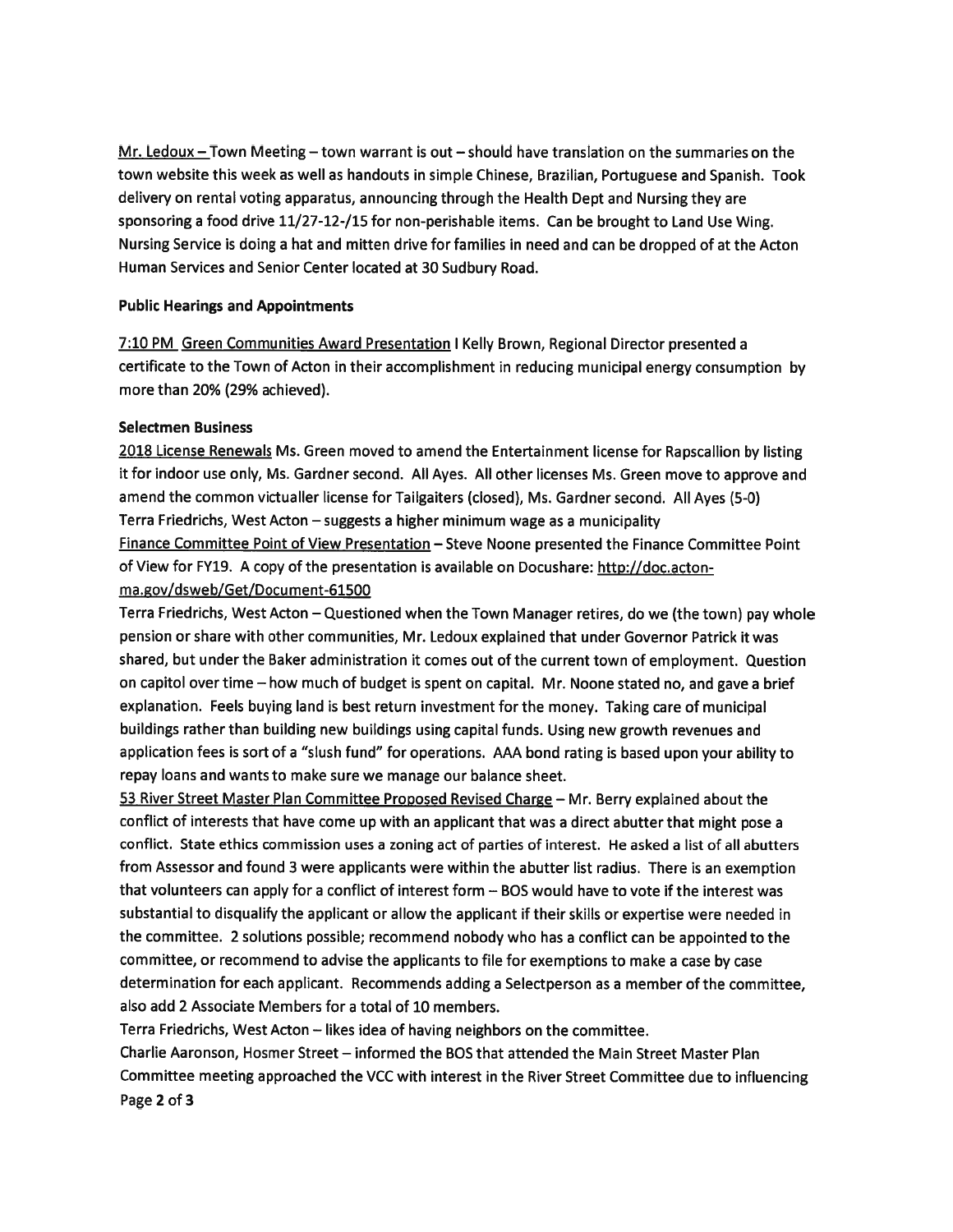Mr. Ledoux – Town Meeting – town warrant is out – should have translation on the summaries on the town website this week as well as handouts in simple Chinese, Brazilian, Portuguese and Spanish. Took delivery on rental voting apparatus, announcing through the Health Dept and Nursing they are sponsoring a food drive 11/27-12-/15 for non-perishable items. Can be brought to Land Use Wing. Nursing Service is doing a hat and mitten drive for families in need and can be dropped of at the Acton Human Services and Senior Center located at 30 Sudbury Road.

**Public Hearings and Appointments**

7:10 PM Green Communities Award Presentation I Kelly Brown, Regional Director presented a certificate to the Town of Acton in their accomplishment in reducing municipal energy consumption by more than 20% (29% achieved).

**Selectmen Business**

2018 License Renewals Ms. Green moved to amend the Entertainment license for Rapscallion by listing it for indoor use only, Ms. Gardner second. All Ayes. All other licenses Ms. Green move to approve and amend the common victualler license for Tailgaiters (closed), Ms. Gardner second. All Ayes (5-0)
Terra Friedrichs, West Acton – suggests a higher minimum wage as a municipality
Finance Committee Point of View Presentation – Steve Noone presented the Finance Committee Point of View for FY19. A copy of the presentation is available on Docushare: http://doc.acton-ma.gov/dsweb/Get/Document-61500
Terra Friedrichs, West Acton – Questioned when the Town Manager retires, do we (the town) pay whole pension or share with other communities, Mr. Ledoux explained that under Governor Patrick it was shared, but under the Baker administration it comes out of the current town of employment. Question on capitol over time – how much of budget is spent on capital. Mr. Noone stated no, and gave a brief explanation. Feels buying land is best return investment for the money. Taking care of municipal buildings rather than building new buildings using capital funds. Using new growth revenues and application fees is sort of a "slush fund" for operations. AAA bond rating is based upon your ability to repay loans and wants to make sure we manage our balance sheet.
53 River Street Master Plan Committee Proposed Revised Charge – Mr. Berry explained about the conflict of interests that have come up with an applicant that was a direct abutter that might pose a conflict. State ethics commission uses a zoning act of parties of interest. He asked a list of all abutters from Assessor and found 3 were applicants were within the abutter list radius. There is an exemption that volunteers can apply for a conflict of interest form – BOS would have to vote if the interest was substantial to disqualify the applicant or allow the applicant if their skills or expertise were needed in the committee. 2 solutions possible; recommend nobody who has a conflict can be appointed to the committee, or recommend to advise the applicants to file for exemptions to make a case by case determination for each applicant. Recommends adding a Selectperson as a member of the committee, also add 2 Associate Members for a total of 10 members.
Terra Friedrichs, West Acton – likes idea of having neighbors on the committee.
Charlie Aaronson, Hosmer Street – informed the BOS that attended the Main Street Master Plan Committee meeting approached the VCC with interest in the River Street Committee due to influencing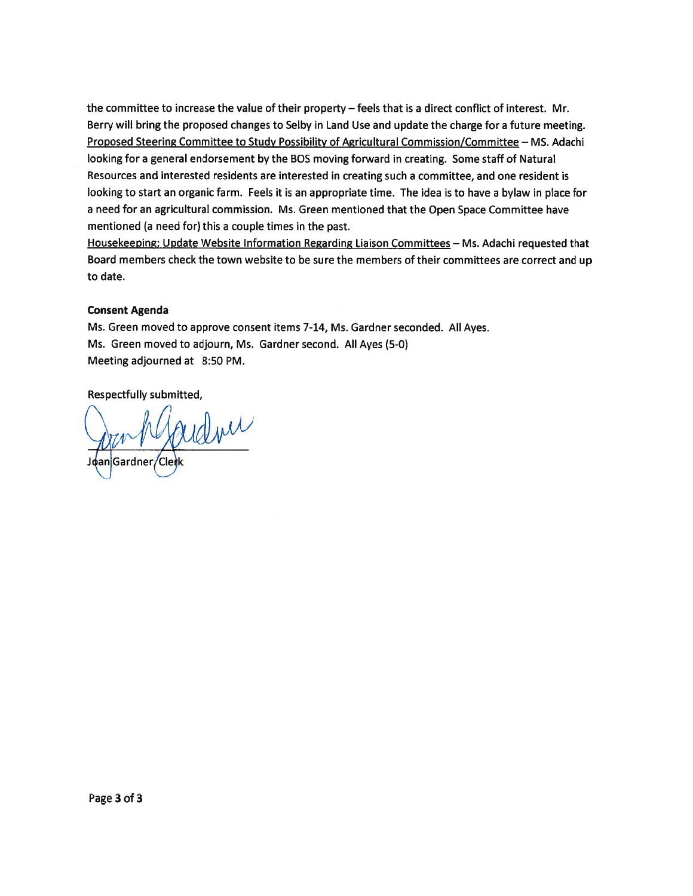the committee to increase the value of their property – feels that is a direct conflict of interest. Mr. Berry will bring the proposed changes to Selby in Land Use and update the charge for a future meeting.

Proposed Steering Committee to Study Possibility of Agricultural Commission/Committee – MS. Adachi looking for a general endorsement by the BOS moving forward in creating. Some staff of Natural Resources and interested residents are interested in creating such a committee, and one resident is looking to start an organic farm. Feels it is an appropriate time. The idea is to have a bylaw in place for a need for an agricultural commission. Ms. Green mentioned that the Open Space Committee have mentioned (a need for) this a couple times in the past.

Housekeeping: Update Website Information Regarding Liaison Committees – Ms. Adachi requested that Board members check the town website to be sure the members of their committees are correct and up to date.

**Consent Agenda**

Ms. Green moved to approve consent items 7-14, Ms. Gardner seconded. All Ayes.

Ms. Green moved to adjourn, Ms. Gardner second. All Ayes (5-0)

Meeting adjourned at 8:50 PM.

Respectfully submitted,

Joan Gardner, Clerk